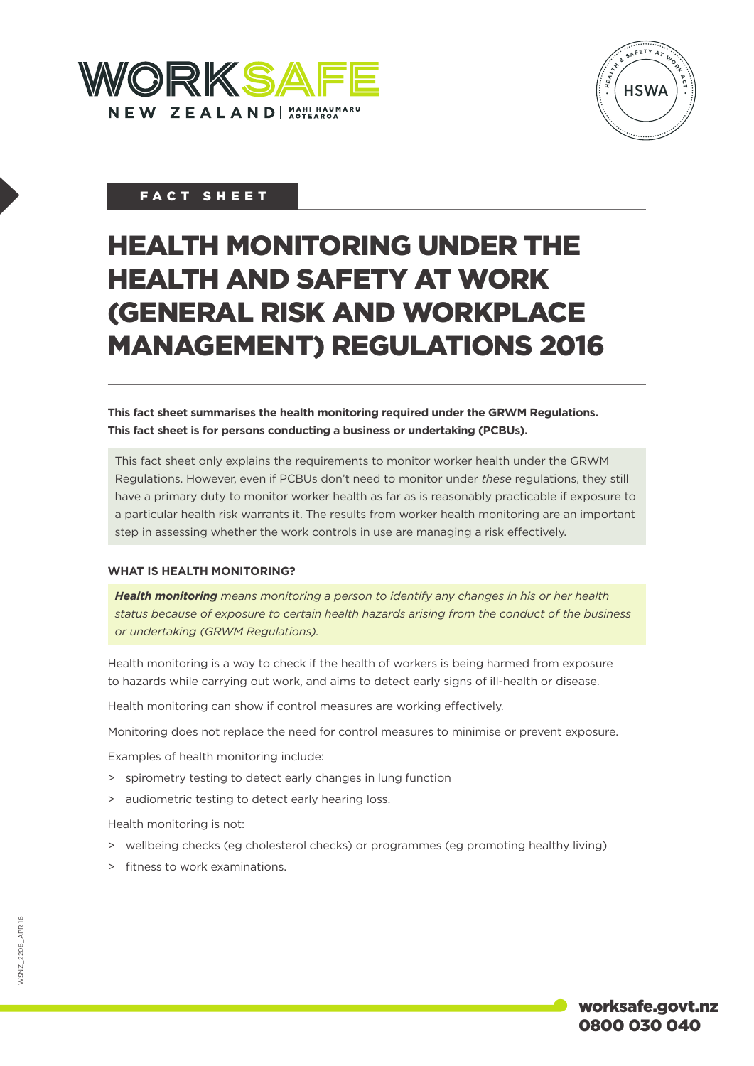FACT SHEET

# HEALTH MONITORING UNDER THE HEALTH AND SAFETY AT WORK (GENERAL RISK AND WORKPLACE MANAGEMENT) REGULATIONS 2016

**This fact sheet summarises the health monitoring required under the GRWM Regulations. This fact sheet is for persons conducting a business or undertaking (PCBUs).**

This fact sheet only explains the requirements to monitor worker health under the GRWM Regulations. However, even if PCBUs don't need to monitor under *these* regulations, they still have a primary duty to monitor worker health as far as is reasonably practicable if exposure to a particular health risk warrants it. The results from worker health monitoring are an important step in assessing whether the work controls in use are managing a risk effectively.

### WHAT IS HEALTH MONITORING?

***Health monitoring*** *means monitoring a person to identify any changes in his or her health status because of exposure to certain health hazards arising from the conduct of the business or undertaking (GRWM Regulations).*

Health monitoring is a way to check if the health of workers is being harmed from exposure to hazards while carrying out work, and aims to detect early signs of ill-health or disease.

Health monitoring can show if control measures are working effectively.

Monitoring does not replace the need for control measures to minimise or prevent exposure.

Examples of health monitoring include:

- spirometry testing to detect early changes in lung function
- audiometric testing to detect early hearing loss.

Health monitoring is not:

- wellbeing checks (eg cholesterol checks) or programmes (eg promoting healthy living)
- fitness to work examinations.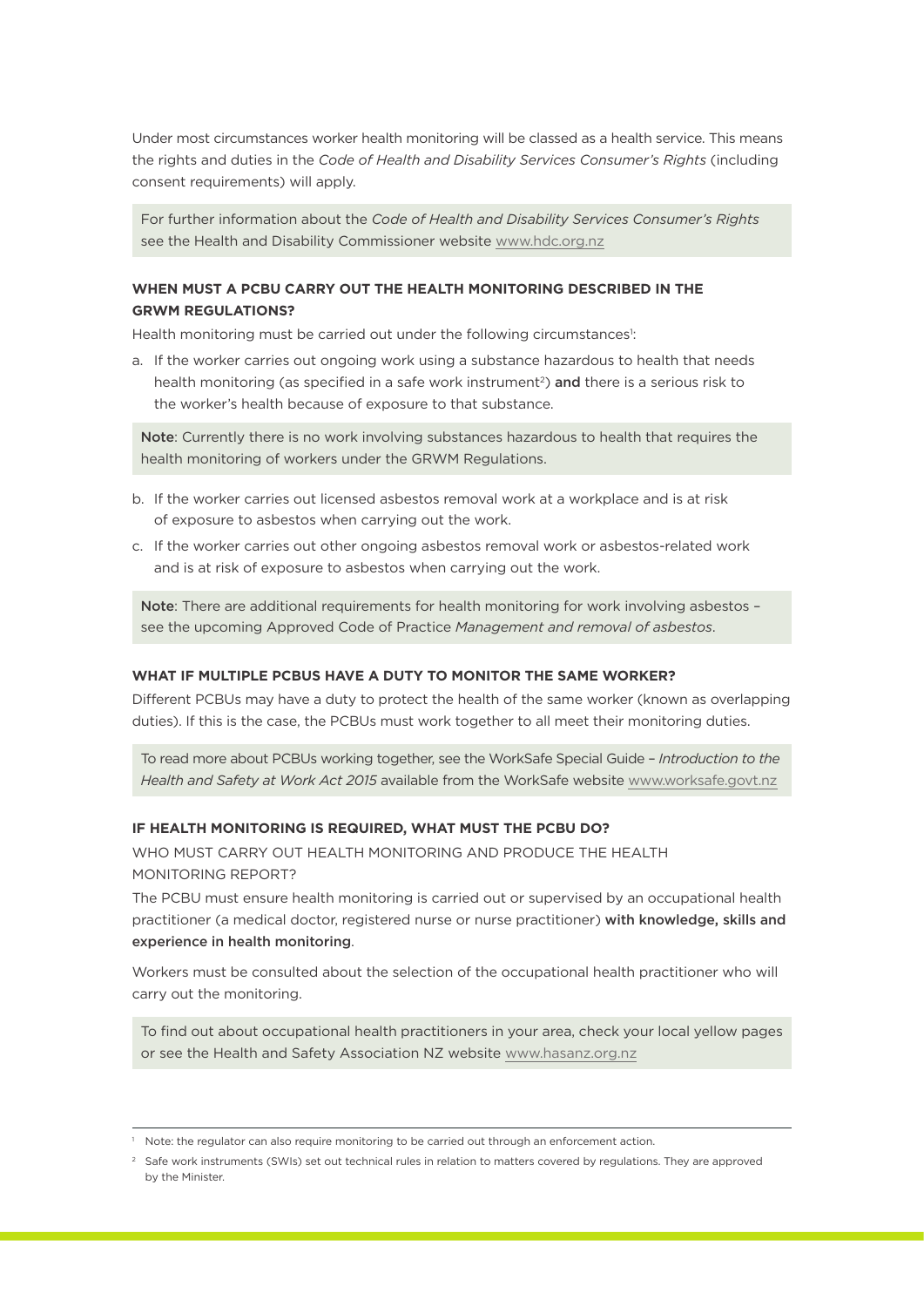Under most circumstances worker health monitoring will be classed as a health service. This means the rights and duties in the *Code of Health and Disability Services Consumer's Rights* (including consent requirements) will apply.

For further information about the *Code of Health and Disability Services Consumer's Rights* see the Health and Disability Commissioner website www.hdc.org.nz

## WHEN MUST A PCBU CARRY OUT THE HEALTH MONITORING DESCRIBED IN THE GRWM REGULATIONS?

Health monitoring must be carried out under the following circumstances[1]:

a. If the worker carries out ongoing work using a substance hazardous to health that needs health monitoring (as specified in a safe work instrument[2]) **and** there is a serious risk to the worker's health because of exposure to that substance.

**Note**: Currently there is no work involving substances hazardous to health that requires the health monitoring of workers under the GRWM Regulations.

b. If the worker carries out licensed asbestos removal work at a workplace and is at risk of exposure to asbestos when carrying out the work.

c. If the worker carries out other ongoing asbestos removal work or asbestos-related work and is at risk of exposure to asbestos when carrying out the work.

**Note**: There are additional requirements for health monitoring for work involving asbestos – see the upcoming Approved Code of Practice *Management and removal of asbestos*.

## WHAT IF MULTIPLE PCBUS HAVE A DUTY TO MONITOR THE SAME WORKER?

Different PCBUs may have a duty to protect the health of the same worker (known as overlapping duties). If this is the case, the PCBUs must work together to all meet their monitoring duties.

To read more about PCBUs working together, see the WorkSafe Special Guide – *Introduction to the Health and Safety at Work Act 2015* available from the WorkSafe website www.worksafe.govt.nz

## IF HEALTH MONITORING IS REQUIRED, WHAT MUST THE PCBU DO?

### WHO MUST CARRY OUT HEALTH MONITORING AND PRODUCE THE HEALTH MONITORING REPORT?

The PCBU must ensure health monitoring is carried out or supervised by an occupational health practitioner (a medical doctor, registered nurse or nurse practitioner) **with knowledge, skills and experience in health monitoring**.

Workers must be consulted about the selection of the occupational health practitioner who will carry out the monitoring.

To find out about occupational health practitioners in your area, check your local yellow pages or see the Health and Safety Association NZ website www.hasanz.org.nz

---

[1] Note: the regulator can also require monitoring to be carried out through an enforcement action.

[2] Safe work instruments (SWIs) set out technical rules in relation to matters covered by regulations. They are approved by the Minister.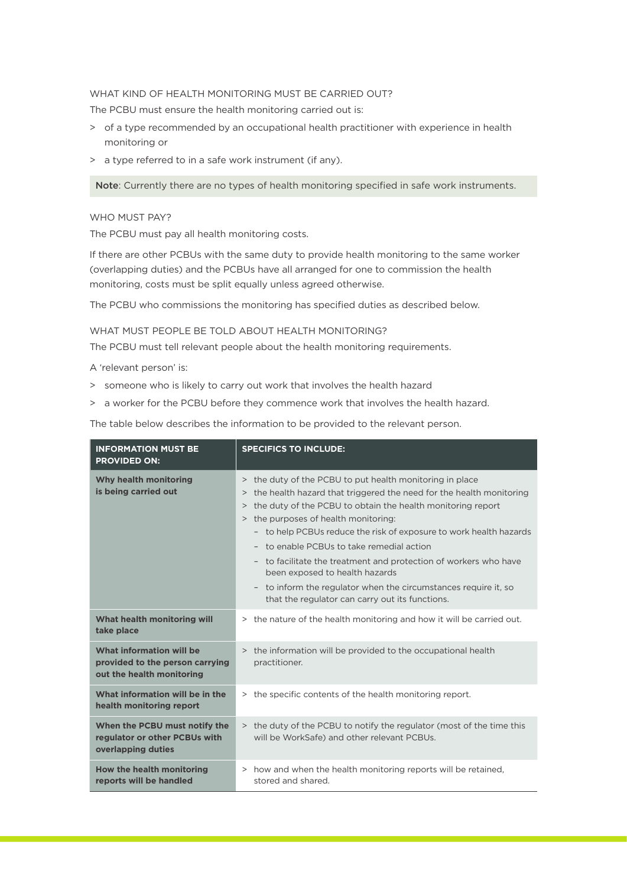### WHAT KIND OF HEALTH MONITORING MUST BE CARRIED OUT?

The PCBU must ensure the health monitoring carried out is:

- of a type recommended by an occupational health practitioner with experience in health monitoring or
- a type referred to in a safe work instrument (if any).

**Note**: Currently there are no types of health monitoring specified in safe work instruments.

### WHO MUST PAY?

The PCBU must pay all health monitoring costs.

If there are other PCBUs with the same duty to provide health monitoring to the same worker (overlapping duties) and the PCBUs have all arranged for one to commission the health monitoring, costs must be split equally unless agreed otherwise.

The PCBU who commissions the monitoring has specified duties as described below.

### WHAT MUST PEOPLE BE TOLD ABOUT HEALTH MONITORING?

The PCBU must tell relevant people about the health monitoring requirements.

A 'relevant person' is:

- someone who is likely to carry out work that involves the health hazard
- a worker for the PCBU before they commence work that involves the health hazard.

The table below describes the information to be provided to the relevant person.

| INFORMATION MUST BE PROVIDED ON: | SPECIFICS TO INCLUDE: |
|---|---|
| **Why health monitoring is being carried out** | > the duty of the PCBU to put health monitoring in place<br>> the health hazard that triggered the need for the health monitoring<br>> the duty of the PCBU to obtain the health monitoring report<br>> the purposes of health monitoring:<br>– to help PCBUs reduce the risk of exposure to work health hazards<br>– to enable PCBUs to take remedial action<br>– to facilitate the treatment and protection of workers who have been exposed to health hazards<br>– to inform the regulator when the circumstances require it, so that the regulator can carry out its functions. |
| **What health monitoring will take place** | > the nature of the health monitoring and how it will be carried out. |
| **What information will be provided to the person carrying out the health monitoring** | > the information will be provided to the occupational health practitioner. |
| **What information will be in the health monitoring report** | > the specific contents of the health monitoring report. |
| **When the PCBU must notify the regulator or other PCBUs with overlapping duties** | > the duty of the PCBU to notify the regulator (most of the time this will be WorkSafe) and other relevant PCBUs. |
| **How the health monitoring reports will be handled** | > how and when the health monitoring reports will be retained, stored and shared. |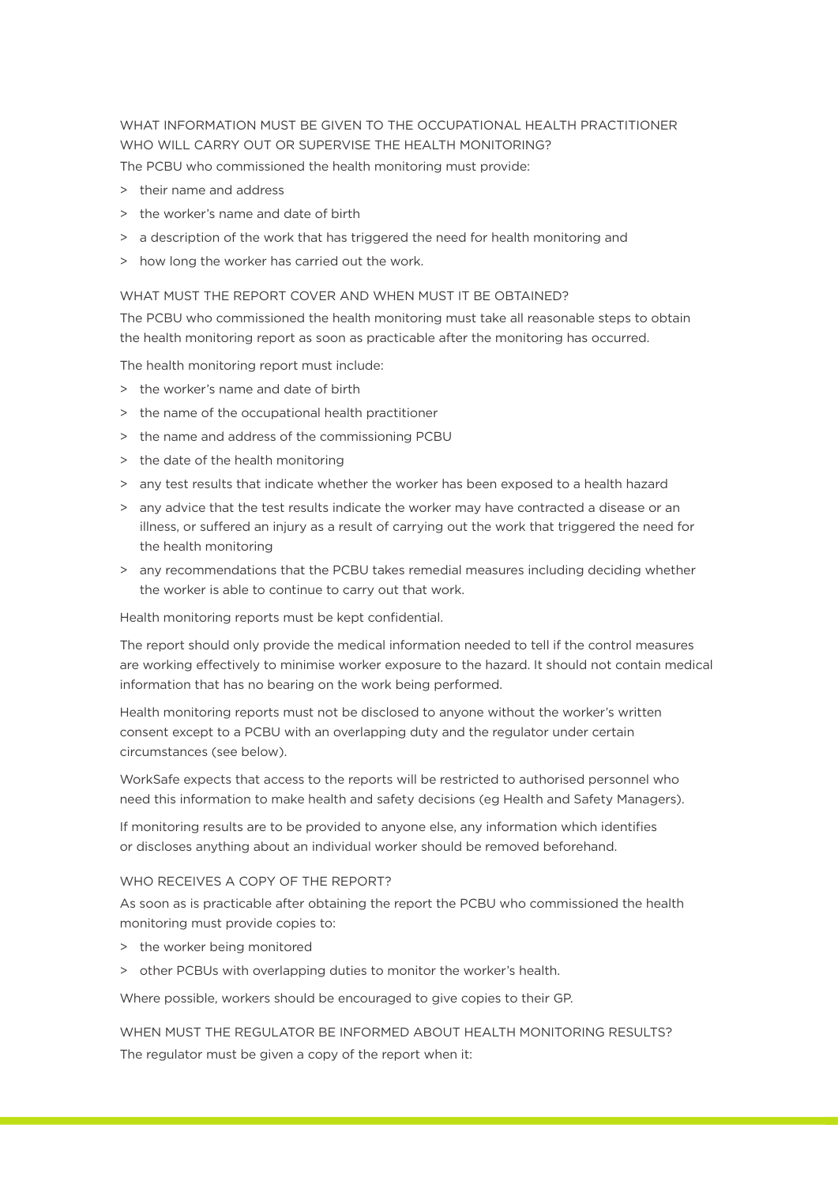### WHAT INFORMATION MUST BE GIVEN TO THE OCCUPATIONAL HEALTH PRACTITIONER WHO WILL CARRY OUT OR SUPERVISE THE HEALTH MONITORING?

The PCBU who commissioned the health monitoring must provide:

> their name and address
> the worker's name and date of birth
> a description of the work that has triggered the need for health monitoring and
> how long the worker has carried out the work.

### WHAT MUST THE REPORT COVER AND WHEN MUST IT BE OBTAINED?

The PCBU who commissioned the health monitoring must take all reasonable steps to obtain the health monitoring report as soon as practicable after the monitoring has occurred.

The health monitoring report must include:

> the worker's name and date of birth
> the name of the occupational health practitioner
> the name and address of the commissioning PCBU
> the date of the health monitoring
> any test results that indicate whether the worker has been exposed to a health hazard
> any advice that the test results indicate the worker may have contracted a disease or an illness, or suffered an injury as a result of carrying out the work that triggered the need for the health monitoring
> any recommendations that the PCBU takes remedial measures including deciding whether the worker is able to continue to carry out that work.

Health monitoring reports must be kept confidential.

The report should only provide the medical information needed to tell if the control measures are working effectively to minimise worker exposure to the hazard. It should not contain medical information that has no bearing on the work being performed.

Health monitoring reports must not be disclosed to anyone without the worker's written consent except to a PCBU with an overlapping duty and the regulator under certain circumstances (see below).

WorkSafe expects that access to the reports will be restricted to authorised personnel who need this information to make health and safety decisions (eg Health and Safety Managers).

If monitoring results are to be provided to anyone else, any information which identifies or discloses anything about an individual worker should be removed beforehand.

### WHO RECEIVES A COPY OF THE REPORT?

As soon as is practicable after obtaining the report the PCBU who commissioned the health monitoring must provide copies to:

> the worker being monitored
> other PCBUs with overlapping duties to monitor the worker's health.

Where possible, workers should be encouraged to give copies to their GP.

### WHEN MUST THE REGULATOR BE INFORMED ABOUT HEALTH MONITORING RESULTS?

The regulator must be given a copy of the report when it: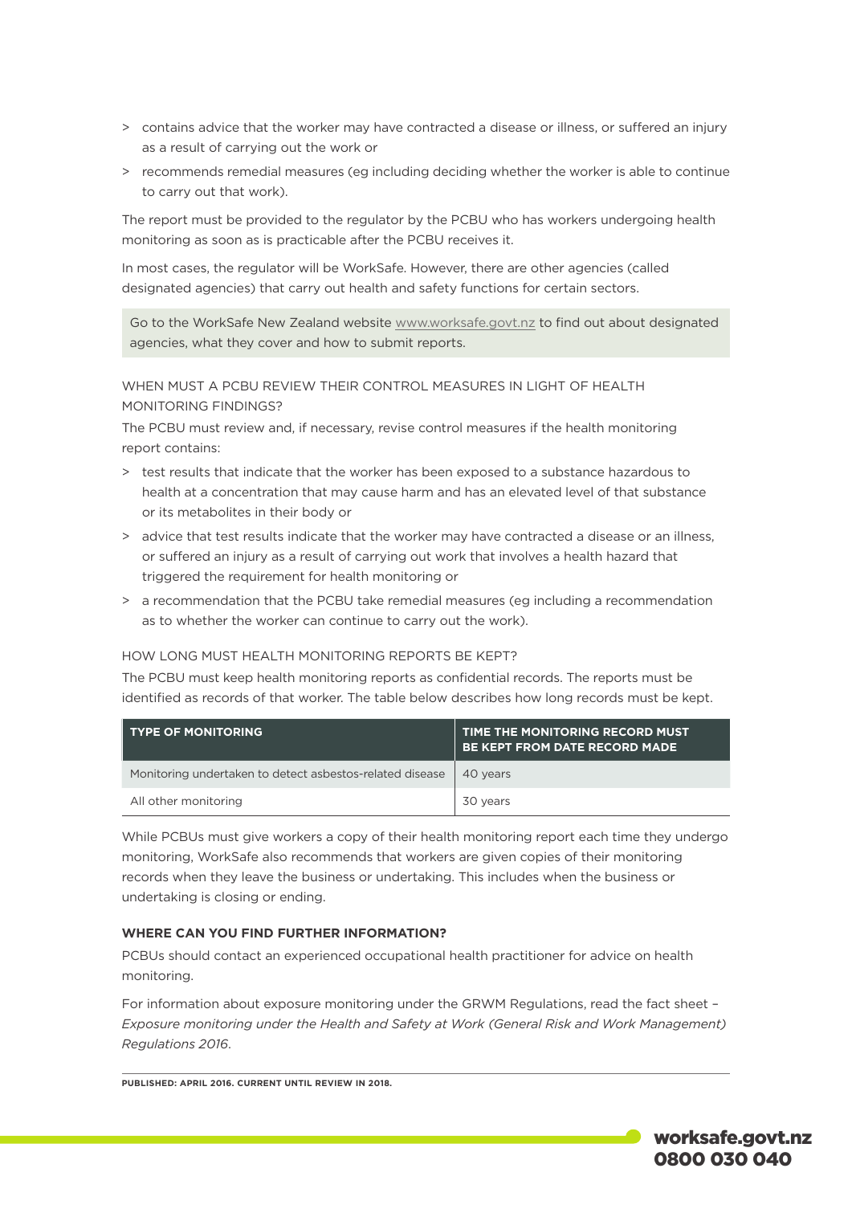> contains advice that the worker may have contracted a disease or illness, or suffered an injury as a result of carrying out the work or

> recommends remedial measures (eg including deciding whether the worker is able to continue to carry out that work).

The report must be provided to the regulator by the PCBU who has workers undergoing health monitoring as soon as is practicable after the PCBU receives it.

In most cases, the regulator will be WorkSafe. However, there are other agencies (called designated agencies) that carry out health and safety functions for certain sectors.

Go to the WorkSafe New Zealand website www.worksafe.govt.nz to find out about designated agencies, what they cover and how to submit reports.

### WHEN MUST A PCBU REVIEW THEIR CONTROL MEASURES IN LIGHT OF HEALTH MONITORING FINDINGS?

The PCBU must review and, if necessary, revise control measures if the health monitoring report contains:

> test results that indicate that the worker has been exposed to a substance hazardous to health at a concentration that may cause harm and has an elevated level of that substance or its metabolites in their body or

> advice that test results indicate that the worker may have contracted a disease or an illness, or suffered an injury as a result of carrying out work that involves a health hazard that triggered the requirement for health monitoring or

> a recommendation that the PCBU take remedial measures (eg including a recommendation as to whether the worker can continue to carry out the work).

### HOW LONG MUST HEALTH MONITORING REPORTS BE KEPT?

The PCBU must keep health monitoring reports as confidential records. The reports must be identified as records of that worker. The table below describes how long records must be kept.

| TYPE OF MONITORING | TIME THE MONITORING RECORD MUST BE KEPT FROM DATE RECORD MADE |
|---|---|
| Monitoring undertaken to detect asbestos-related disease | 40 years |
| All other monitoring | 30 years |

While PCBUs must give workers a copy of their health monitoring report each time they undergo monitoring, WorkSafe also recommends that workers are given copies of their monitoring records when they leave the business or undertaking. This includes when the business or undertaking is closing or ending.

## WHERE CAN YOU FIND FURTHER INFORMATION?

PCBUs should contact an experienced occupational health practitioner for advice on health monitoring.

For information about exposure monitoring under the GRWM Regulations, read the fact sheet – *Exposure monitoring under the Health and Safety at Work (General Risk and Work Management) Regulations 2016*.

**PUBLISHED: APRIL 2016. CURRENT UNTIL REVIEW IN 2018.**

**worksafe.govt.nz**
**0800 030 040**